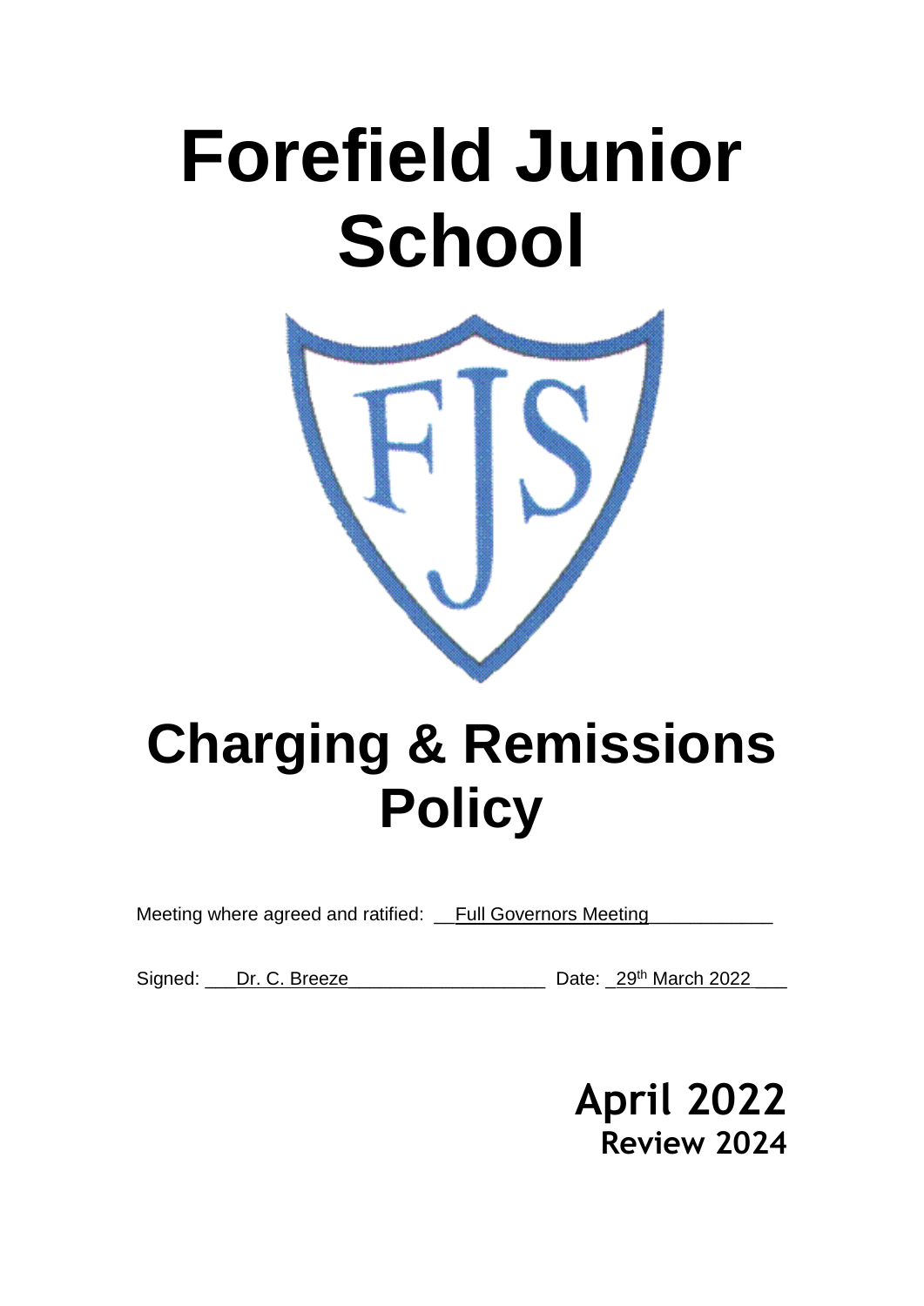# Forefield Junior School

# Charging & Remissions Policy

Meeting where agreed and ratified: Full Governors Meeting

Signed: Dr. C. Breeze Date: 29th March 2022

**April 2022**
**Review 2024**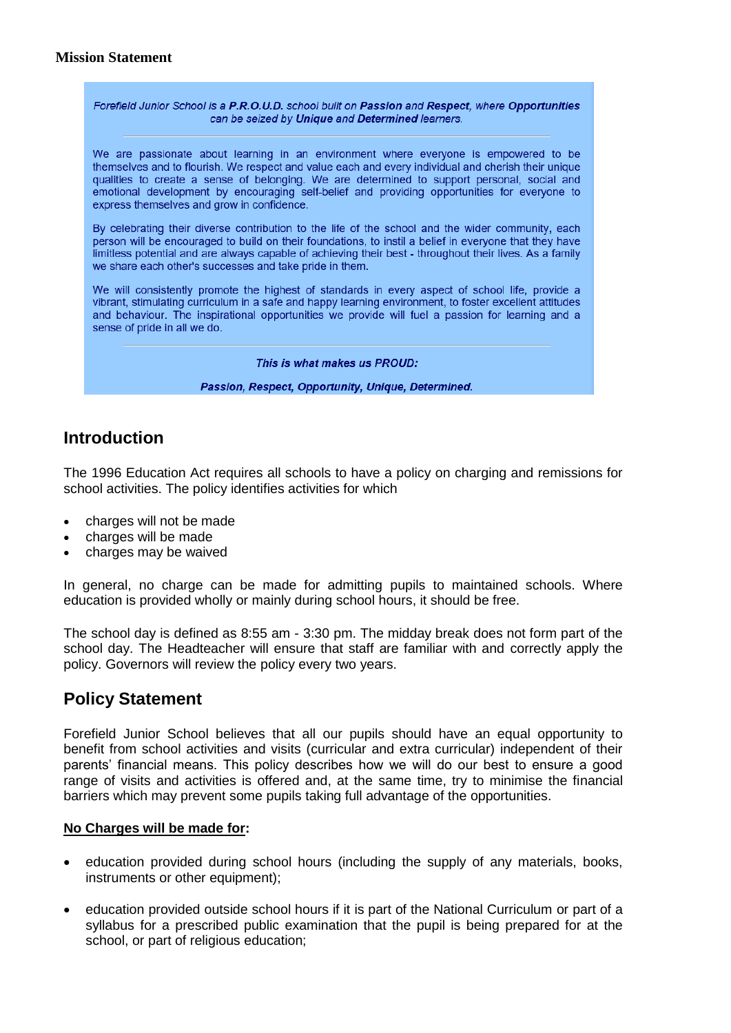**Mission Statement**

*Forefield Junior School is a **P.R.O.U.D.** school built on **Passion** and **Respect**, where **Opportunities** can be seized by **Unique** and **Determined** learners.*

---

We are passionate about learning in an environment where everyone is empowered to be themselves and to flourish. We respect and value each and every individual and cherish their unique qualities to create a sense of belonging. We are determined to support personal, social and emotional development by encouraging self-belief and providing opportunities for everyone to express themselves and grow in confidence.

By celebrating their diverse contribution to the life of the school and the wider community, each person will be encouraged to build on their foundations, to instil a belief in everyone that they have limitless potential and are always capable of achieving their best - throughout their lives. As a family we share each other's successes and take pride in them.

We will consistently promote the highest of standards in every aspect of school life, provide a vibrant, stimulating curriculum in a safe and happy learning environment, to foster excellent attitudes and behaviour. The inspirational opportunities we provide will fuel a passion for learning and a sense of pride in all we do.

---

***This is what makes us PROUD:***

***Passion, Respect, Opportunity, Unique, Determined.***

## Introduction

The 1996 Education Act requires all schools to have a policy on charging and remissions for school activities. The policy identifies activities for which

- charges will not be made
- charges will be made
- charges may be waived

In general, no charge can be made for admitting pupils to maintained schools. Where education is provided wholly or mainly during school hours, it should be free.

The school day is defined as 8:55 am - 3:30 pm. The midday break does not form part of the school day. The Headteacher will ensure that staff are familiar with and correctly apply the policy. Governors will review the policy every two years.

## Policy Statement

Forefield Junior School believes that all our pupils should have an equal opportunity to benefit from school activities and visits (curricular and extra curricular) independent of their parents' financial means. This policy describes how we will do our best to ensure a good range of visits and activities is offered and, at the same time, try to minimise the financial barriers which may prevent some pupils taking full advantage of the opportunities.

**No Charges will be made for:**

- education provided during school hours (including the supply of any materials, books, instruments or other equipment);
- education provided outside school hours if it is part of the National Curriculum or part of a syllabus for a prescribed public examination that the pupil is being prepared for at the school, or part of religious education;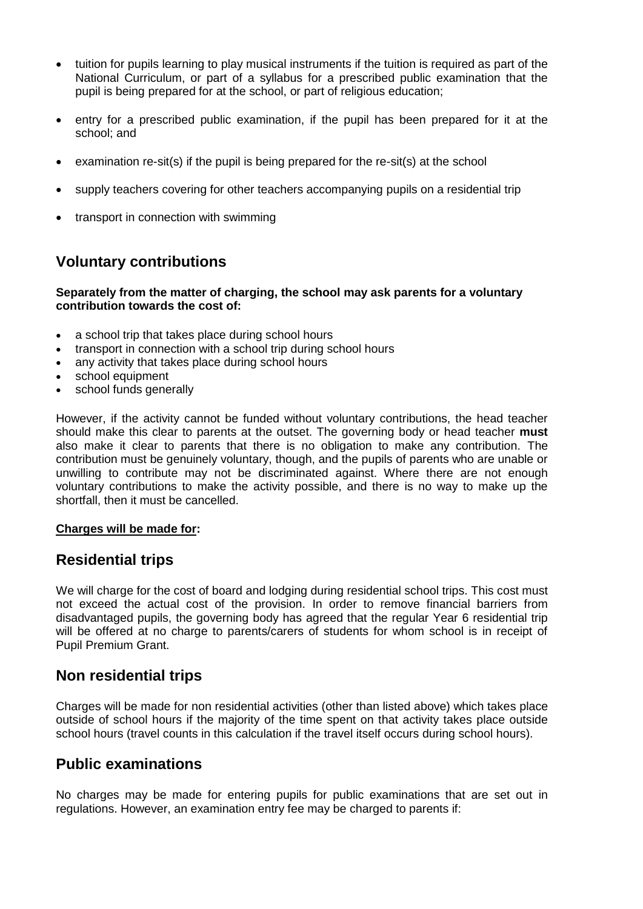- tuition for pupils learning to play musical instruments if the tuition is required as part of the National Curriculum, or part of a syllabus for a prescribed public examination that the pupil is being prepared for at the school, or part of religious education;

- entry for a prescribed public examination, if the pupil has been prepared for it at the school; and

- examination re-sit(s) if the pupil is being prepared for the re-sit(s) at the school

- supply teachers covering for other teachers accompanying pupils on a residential trip

- transport in connection with swimming

## Voluntary contributions

**Separately from the matter of charging, the school may ask parents for a voluntary contribution towards the cost of:**

- a school trip that takes place during school hours
- transport in connection with a school trip during school hours
- any activity that takes place during school hours
- school equipment
- school funds generally

However, if the activity cannot be funded without voluntary contributions, the head teacher should make this clear to parents at the outset. The governing body or head teacher **must** also make it clear to parents that there is no obligation to make any contribution. The contribution must be genuinely voluntary, though, and the pupils of parents who are unable or unwilling to contribute may not be discriminated against. Where there are not enough voluntary contributions to make the activity possible, and there is no way to make up the shortfall, then it must be cancelled.

**Charges will be made for:**

## Residential trips

We will charge for the cost of board and lodging during residential school trips. This cost must not exceed the actual cost of the provision. In order to remove financial barriers from disadvantaged pupils, the governing body has agreed that the regular Year 6 residential trip will be offered at no charge to parents/carers of students for whom school is in receipt of Pupil Premium Grant.

## Non residential trips

Charges will be made for non residential activities (other than listed above) which takes place outside of school hours if the majority of the time spent on that activity takes place outside school hours (travel counts in this calculation if the travel itself occurs during school hours).

## Public examinations

No charges may be made for entering pupils for public examinations that are set out in regulations. However, an examination entry fee may be charged to parents if: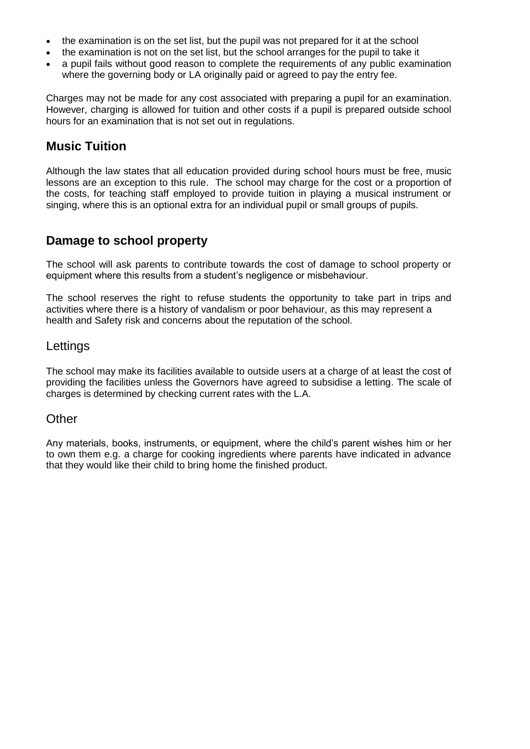- the examination is on the set list, but the pupil was not prepared for it at the school
- the examination is not on the set list, but the school arranges for the pupil to take it
- a pupil fails without good reason to complete the requirements of any public examination where the governing body or LA originally paid or agreed to pay the entry fee.

Charges may not be made for any cost associated with preparing a pupil for an examination. However, charging is allowed for tuition and other costs if a pupil is prepared outside school hours for an examination that is not set out in regulations.

## Music Tuition

Although the law states that all education provided during school hours must be free, music lessons are an exception to this rule. The school may charge for the cost or a proportion of the costs, for teaching staff employed to provide tuition in playing a musical instrument or singing, where this is an optional extra for an individual pupil or small groups of pupils.

## Damage to school property

The school will ask parents to contribute towards the cost of damage to school property or equipment where this results from a student's negligence or misbehaviour.

The school reserves the right to refuse students the opportunity to take part in trips and activities where there is a history of vandalism or poor behaviour, as this may represent a health and Safety risk and concerns about the reputation of the school.

### Lettings

The school may make its facilities available to outside users at a charge of at least the cost of providing the facilities unless the Governors have agreed to subsidise a letting. The scale of charges is determined by checking current rates with the L.A.

### Other

Any materials, books, instruments, or equipment, where the child's parent wishes him or her to own them e.g. a charge for cooking ingredients where parents have indicated in advance that they would like their child to bring home the finished product.